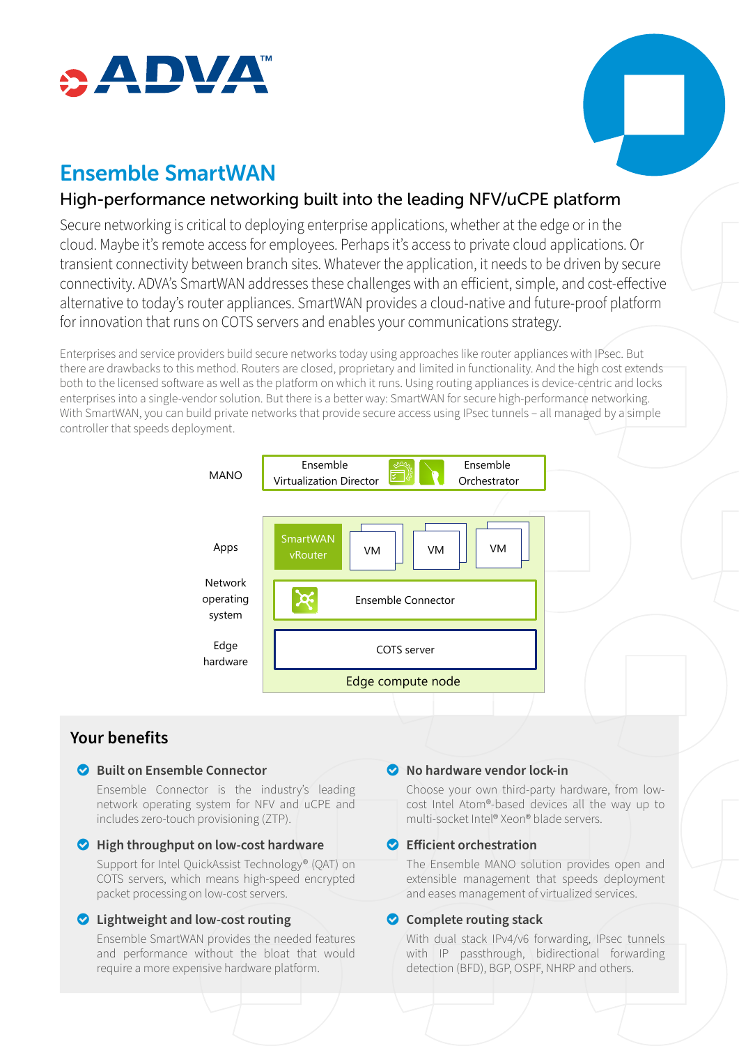# Ensemble SmartWAN

## High-performance networking built into the leading NFV/uCPE platform

Secure networking is critical to deploying enterprise applications, whether at the edge or in the cloud. Maybe it's remote access for employees. Perhaps it's access to private cloud applications. Or transient connectivity between branch sites. Whatever the application, it needs to be driven by secure connectivity. ADVA's SmartWAN addresses these challenges with an efficient, simple, and cost-effective alternative to today's router appliances. SmartWAN provides a cloud-native and future-proof platform for innovation that runs on COTS servers and enables your communications strategy.

Enterprises and service providers build secure networks today using approaches like router appliances with IPsec. But there are drawbacks to this method. Routers are closed, proprietary and limited in functionality. And the high cost extends both to the licensed software as well as the platform on which it runs. Using routing appliances is device-centric and locks enterprises into a single-vendor solution. But there is a better way: SmartWAN for secure high-performance networking. With SmartWAN, you can build private networks that provide secure access using IPsec tunnels – all managed by a simple controller that speeds deployment.

| Layer | Components |
|---|---|
| MANO | Ensemble Virtualization Director; Ensemble Orchestrator |
| Apps | SmartWAN vRouter; VM; VM; VM |
| Network operating system | Ensemble Connector |
| Edge hardware | COTS server |

Edge compute node

## Your benefits

**Built on Ensemble Connector**

Ensemble Connector is the industry's leading network operating system for NFV and uCPE and includes zero-touch provisioning (ZTP).

**High throughput on low-cost hardware**

Support for Intel QuickAssist Technology® (QAT) on COTS servers, which means high-speed encrypted packet processing on low-cost servers.

**Lightweight and low-cost routing**

Ensemble SmartWAN provides the needed features and performance without the bloat that would require a more expensive hardware platform.

**No hardware vendor lock-in**

Choose your own third-party hardware, from low-cost Intel Atom®-based devices all the way up to multi-socket Intel® Xeon® blade servers.

**Efficient orchestration**

The Ensemble MANO solution provides open and extensible management that speeds deployment and eases management of virtualized services.

**Complete routing stack**

With dual stack IPv4/v6 forwarding, IPsec tunnels with IP passthrough, bidirectional forwarding detection (BFD), BGP, OSPF, NHRP and others.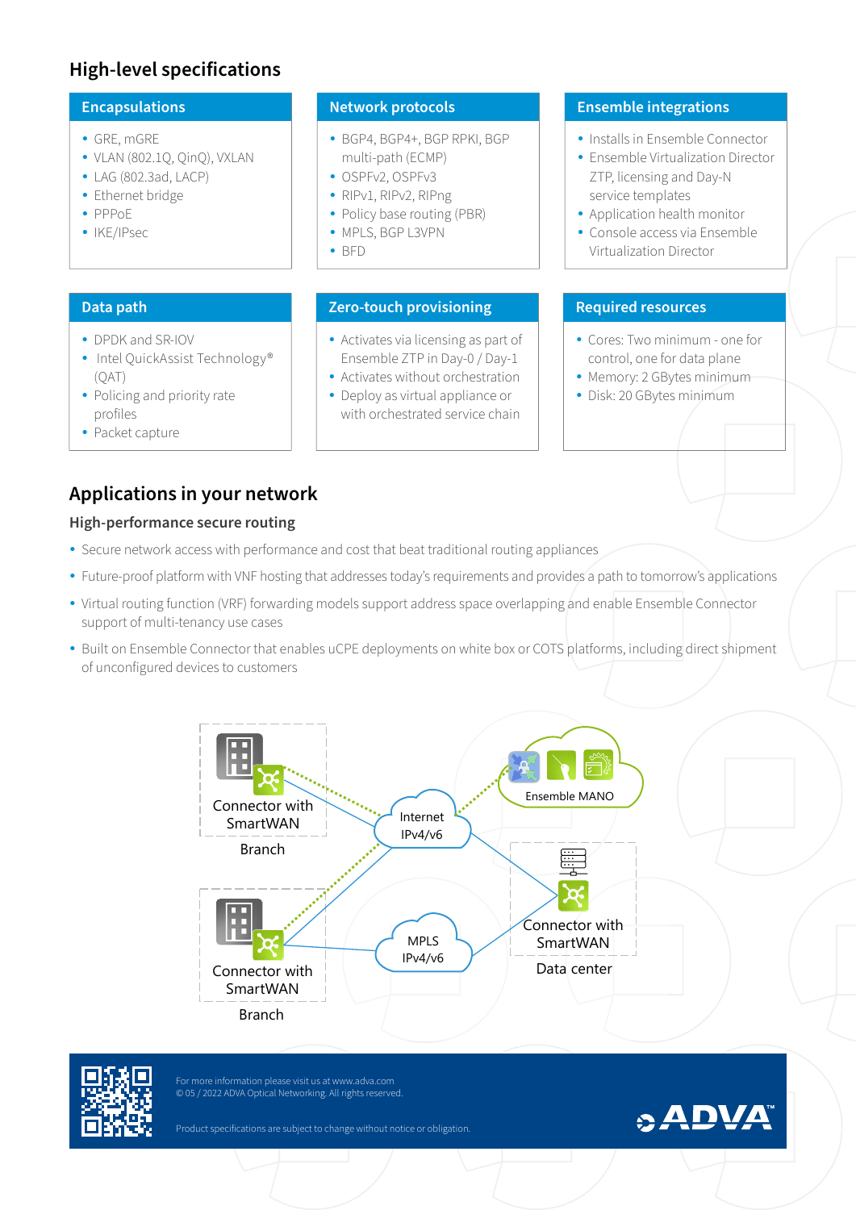## High-level specifications

### Encapsulations

- GRE, mGRE
- VLAN (802.1Q, QinQ), VXLAN
- LAG (802.3ad, LACP)
- Ethernet bridge
- PPPoE
- IKE/IPsec

### Network protocols

- BGP4, BGP4+, BGP RPKI, BGP multi-path (ECMP)
- OSPFv2, OSPFv3
- RIPv1, RIPv2, RIPng
- Policy base routing (PBR)
- MPLS, BGP L3VPN
- BFD

### Ensemble integrations

- Installs in Ensemble Connector
- Ensemble Virtualization Director ZTP, licensing and Day-N service templates
- Application health monitor
- Console access via Ensemble Virtualization Director

### Data path

- DPDK and SR-IOV
- Intel QuickAssist Technology® (QAT)
- Policing and priority rate profiles
- Packet capture

### Zero-touch provisioning

- Activates via licensing as part of Ensemble ZTP in Day-0 / Day-1
- Activates without orchestration
- Deploy as virtual appliance or with orchestrated service chain

### Required resources

- Cores: Two minimum - one for control, one for data plane
- Memory: 2 GBytes minimum
- Disk: 20 GBytes minimum

## Applications in your network

### High-performance secure routing

- Secure network access with performance and cost that beat traditional routing appliances
- Future-proof platform with VNF hosting that addresses today's requirements and provides a path to tomorrow's applications
- Virtual routing function (VRF) forwarding models support address space overlapping and enable Ensemble Connector support of multi-tenancy use cases
- Built on Ensemble Connector that enables uCPE deployments on white box or COTS platforms, including direct shipment of unconfigured devices to customers

Connector with SmartWAN
Branch

Connector with SmartWAN
Branch

Internet IPv4/v6

MPLS IPv4/v6

Ensemble MANO

Connector with SmartWAN
Data center

For more information please visit us at www.adva.com
© 05 / 2022 ADVA Optical Networking. All rights reserved.

Product specifications are subject to change without notice or obligation.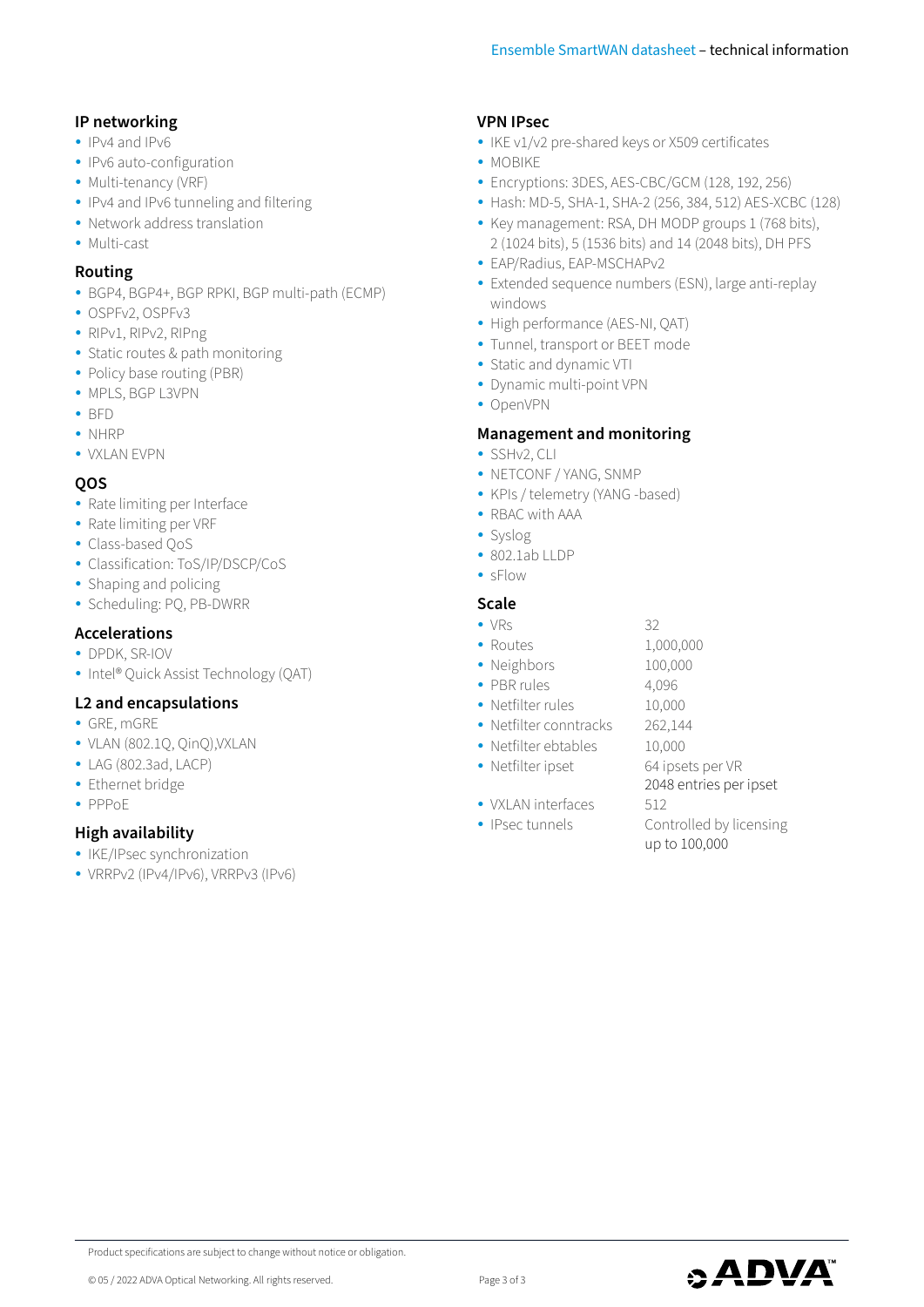## IP networking

- IPv4 and IPv6
- IPv6 auto-configuration
- Multi-tenancy (VRF)
- IPv4 and IPv6 tunneling and filtering
- Network address translation
- Multi-cast

## Routing

- BGP4, BGP4+, BGP RPKI, BGP multi-path (ECMP)
- OSPFv2, OSPFv3
- RIPv1, RIPv2, RIPng
- Static routes & path monitoring
- Policy base routing (PBR)
- MPLS, BGP L3VPN
- BFD
- NHRP
- VXLAN EVPN

## QOS

- Rate limiting per Interface
- Rate limiting per VRF
- Class-based QoS
- Classification: ToS/IP/DSCP/CoS
- Shaping and policing
- Scheduling: PQ, PB-DWRR

## Accelerations

- DPDK, SR-IOV
- Intel® Quick Assist Technology (QAT)

## L2 and encapsulations

- GRE, mGRE
- VLAN (802.1Q, QinQ),VXLAN
- LAG (802.3ad, LACP)
- Ethernet bridge
- PPPoE

## High availability

- IKE/IPsec synchronization
- VRRPv2 (IPv4/IPv6), VRRPv3 (IPv6)

## VPN IPsec

- IKE v1/v2 pre-shared keys or X509 certificates
- MOBIKE
- Encryptions: 3DES, AES-CBC/GCM (128, 192, 256)
- Hash: MD-5, SHA-1, SHA-2 (256, 384, 512) AES-XCBC (128)
- Key management: RSA, DH MODP groups 1 (768 bits), 2 (1024 bits), 5 (1536 bits) and 14 (2048 bits), DH PFS
- EAP/Radius, EAP-MSCHAPv2
- Extended sequence numbers (ESN), large anti-replay windows
- High performance (AES-NI, QAT)
- Tunnel, transport or BEET mode
- Static and dynamic VTI
- Dynamic multi-point VPN
- OpenVPN

## Management and monitoring

- SSHv2, CLI
- NETCONF / YANG, SNMP
- KPIs / telemetry (YANG -based)
- RBAC with AAA
- Syslog
- 802.1ab LLDP
- sFlow

## Scale

| | |
|---|---|
| VRs | 32 |
| Routes | 1,000,000 |
| Neighbors | 100,000 |
| PBR rules | 4,096 |
| Netfilter rules | 10,000 |
| Netfilter conntracks | 262,144 |
| Netfilter ebtables | 10,000 |
| Netfilter ipset | 64 ipsets per VR<br>2048 entries per ipset |
| VXLAN interfaces | 512 |
| IPsec tunnels | Controlled by licensing<br>up to 100,000 |

Product specifications are subject to change without notice or obligation.

© 05 / 2022 ADVA Optical Networking. All rights reserved.